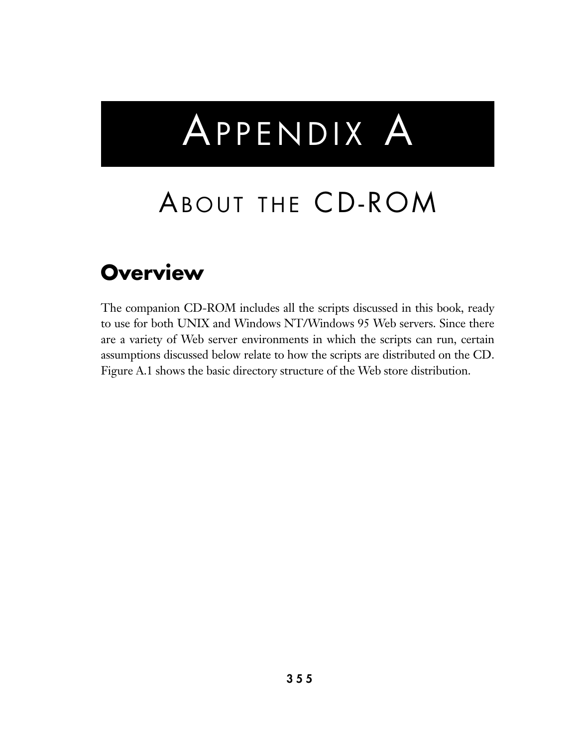# Appendix A

# About the CD-ROM

## Overview

The companion CD-ROM includes all the scripts discussed in this book, ready to use for both UNIX and Windows NT/Windows 95 Web servers. Since there are a variety of Web server environments in which the scripts can run, certain assumptions discussed below relate to how the scripts are distributed on the CD. Figure A.1 shows the basic directory structure of the Web store distribution.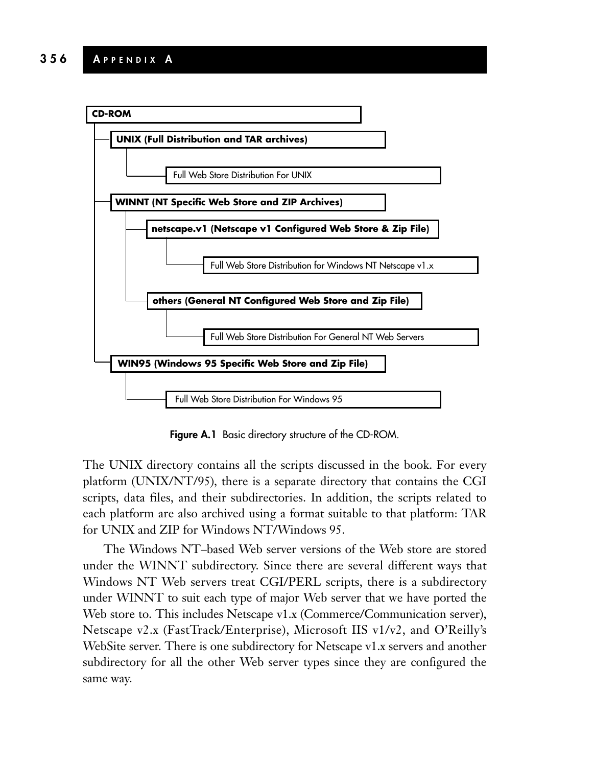```
CD-ROM
├── UNIX (Full Distribution and TAR archives)
│   └── Full Web Store Distribution For UNIX
├── WINNT (NT Specific Web Store and ZIP Archives)
│   ├── netscape.v1 (Netscape v1 Configured Web Store & Zip File)
│   │   └── Full Web Store Distribution for Windows NT Netscape v1.x
│   └── others (General NT Configured Web Store and Zip File)
│       └── Full Web Store Distribution For General NT Web Servers
└── WIN95 (Windows 95 Specific Web Store and Zip File)
    └── Full Web Store Distribution For Windows 95
```

**Figure A.1** Basic directory structure of the CD-ROM.

The UNIX directory contains all the scripts discussed in the book. For every platform (UNIX/NT/95), there is a separate directory that contains the CGI scripts, data files, and their subdirectories. In addition, the scripts related to each platform are also archived using a format suitable to that platform: TAR for UNIX and ZIP for Windows NT/Windows 95.

The Windows NT–based Web server versions of the Web store are stored under the WINNT subdirectory. Since there are several different ways that Windows NT Web servers treat CGI/PERL scripts, there is a subdirectory under WINNT to suit each type of major Web server that we have ported the Web store to. This includes Netscape v1.x (Commerce/Communication server), Netscape v2.x (FastTrack/Enterprise), Microsoft IIS v1/v2, and O'Reilly's WebSite server. There is one subdirectory for Netscape v1.x servers and another subdirectory for all the other Web server types since they are configured the same way.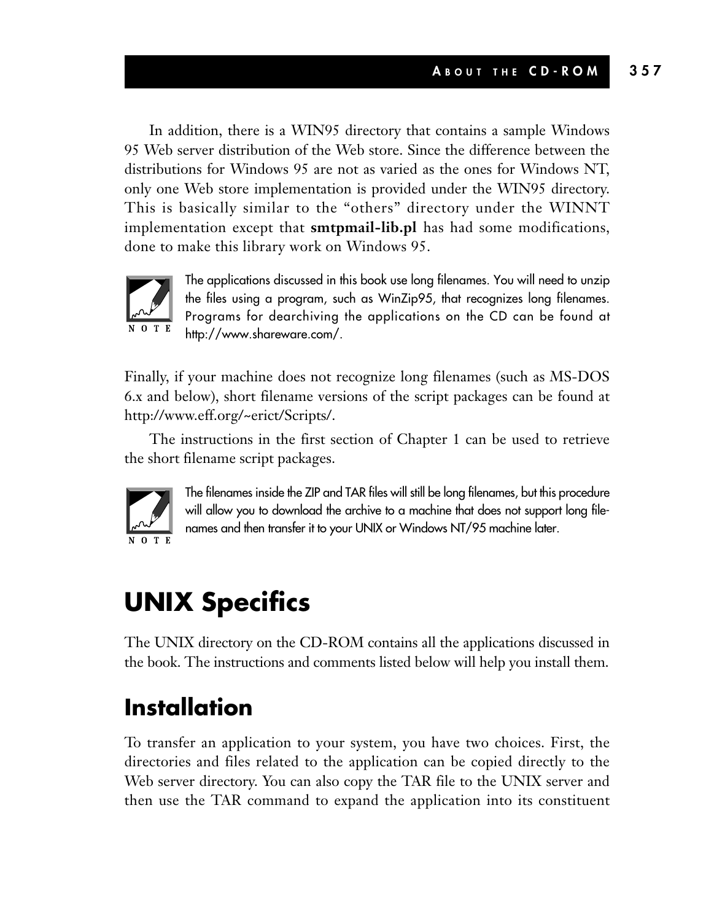In addition, there is a WIN95 directory that contains a sample Windows 95 Web server distribution of the Web store. Since the difference between the distributions for Windows 95 are not as varied as the ones for Windows NT, only one Web store implementation is provided under the WIN95 directory. This is basically similar to the "others" directory under the WINNT implementation except that **smtpmail-lib.pl** has had some modifications, done to make this library work on Windows 95.

> NOTE: The applications discussed in this book use long filenames. You will need to unzip the files using a program, such as WinZip95, that recognizes long filenames. Programs for dearchiving the applications on the CD can be found at http://www.shareware.com/.

Finally, if your machine does not recognize long filenames (such as MS-DOS 6.x and below), short filename versions of the script packages can be found at http://www.eff.org/~erict/Scripts/.

The instructions in the first section of Chapter 1 can be used to retrieve the short filename script packages.

> NOTE: The filenames inside the ZIP and TAR files will still be long filenames, but this procedure will allow you to download the archive to a machine that does not support long filenames and then transfer it to your UNIX or Windows NT/95 machine later.

# UNIX Specifics

The UNIX directory on the CD-ROM contains all the applications discussed in the book. The instructions and comments listed below will help you install them.

## Installation

To transfer an application to your system, you have two choices. First, the directories and files related to the application can be copied directly to the Web server directory. You can also copy the TAR file to the UNIX server and then use the TAR command to expand the application into its constituent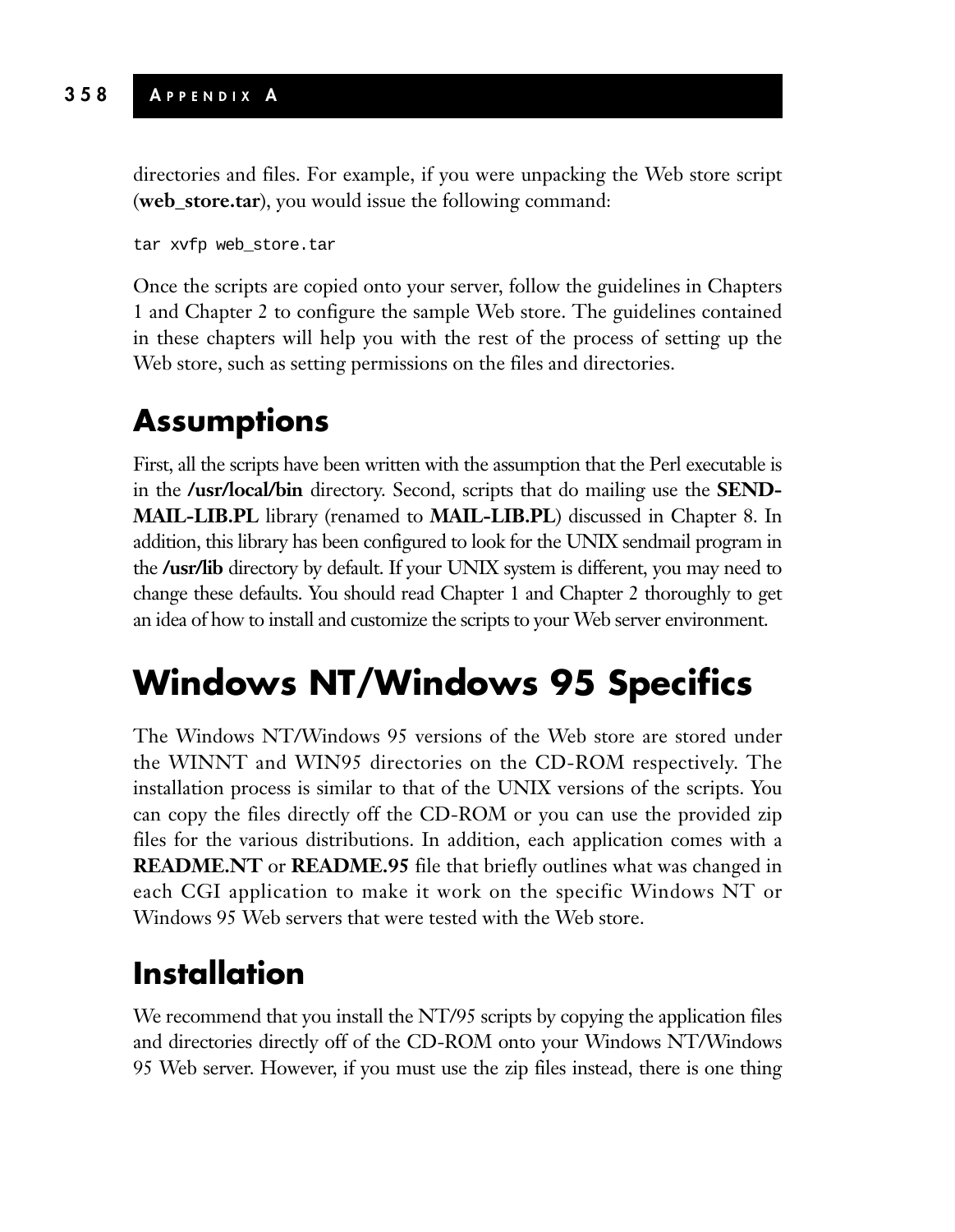directories and files. For example, if you were unpacking the Web store script (**web_store.tar**), you would issue the following command:

```
tar xvfp web_store.tar
```

Once the scripts are copied onto your server, follow the guidelines in Chapters 1 and Chapter 2 to configure the sample Web store. The guidelines contained in these chapters will help you with the rest of the process of setting up the Web store, such as setting permissions on the files and directories.

## Assumptions

First, all the scripts have been written with the assumption that the Perl executable is in the **/usr/local/bin** directory. Second, scripts that do mailing use the **SEND-MAIL-LIB.PL** library (renamed to **MAIL-LIB.PL**) discussed in Chapter 8. In addition, this library has been configured to look for the UNIX sendmail program in the **/usr/lib** directory by default. If your UNIX system is different, you may need to change these defaults. You should read Chapter 1 and Chapter 2 thoroughly to get an idea of how to install and customize the scripts to your Web server environment.

# Windows NT/Windows 95 Specifics

The Windows NT/Windows 95 versions of the Web store are stored under the WINNT and WIN95 directories on the CD-ROM respectively. The installation process is similar to that of the UNIX versions of the scripts. You can copy the files directly off the CD-ROM or you can use the provided zip files for the various distributions. In addition, each application comes with a **README.NT** or **README.95** file that briefly outlines what was changed in each CGI application to make it work on the specific Windows NT or Windows 95 Web servers that were tested with the Web store.

## Installation

We recommend that you install the NT/95 scripts by copying the application files and directories directly off of the CD-ROM onto your Windows NT/Windows 95 Web server. However, if you must use the zip files instead, there is one thing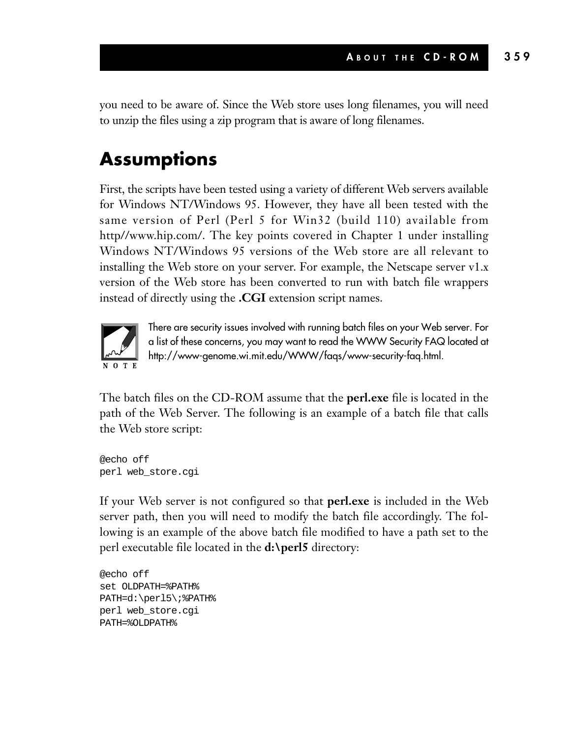you need to be aware of. Since the Web store uses long filenames, you will need to unzip the files using a zip program that is aware of long filenames.

## Assumptions

First, the scripts have been tested using a variety of different Web servers available for Windows NT/Windows 95. However, they have all been tested with the same version of Perl (Perl 5 for Win32 (build 110) available from http//www.hip.com/. The key points covered in Chapter 1 under installing Windows NT/Windows 95 versions of the Web store are all relevant to installing the Web store on your server. For example, the Netscape server v1.x version of the Web store has been converted to run with batch file wrappers instead of directly using the **.CGI** extension script names.

NOTE: There are security issues involved with running batch files on your Web server. For a list of these concerns, you may want to read the WWW Security FAQ located at http://www-genome.wi.mit.edu/WWW/faqs/www-security-faq.html.

The batch files on the CD-ROM assume that the **perl.exe** file is located in the path of the Web Server. The following is an example of a batch file that calls the Web store script:

```
@echo off
perl web_store.cgi
```

If your Web server is not configured so that **perl.exe** is included in the Web server path, then you will need to modify the batch file accordingly. The following is an example of the above batch file modified to have a path set to the perl executable file located in the **d:\perl5** directory:

```
@echo off
set OLDPATH=%PATH%
PATH=d:\perl5\;%PATH%
perl web_store.cgi
PATH=%OLDPATH%
```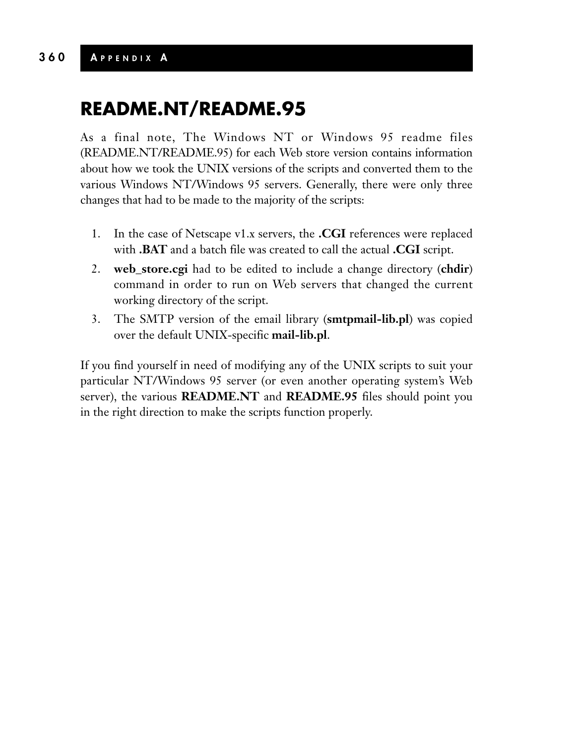## README.NT/README.95

As a final note, The Windows NT or Windows 95 readme files (README.NT/README.95) for each Web store version contains information about how we took the UNIX versions of the scripts and converted them to the various Windows NT/Windows 95 servers. Generally, there were only three changes that had to be made to the majority of the scripts:

1. In the case of Netscape v1.x servers, the **.CGI** references were replaced with **.BAT** and a batch file was created to call the actual **.CGI** script.
2. **web_store.cgi** had to be edited to include a change directory (**chdir**) command in order to run on Web servers that changed the current working directory of the script.
3. The SMTP version of the email library (**smtpmail-lib.pl**) was copied over the default UNIX-specific **mail-lib.pl**.

If you find yourself in need of modifying any of the UNIX scripts to suit your particular NT/Windows 95 server (or even another operating system's Web server), the various **README.NT** and **README.95** files should point you in the right direction to make the scripts function properly.